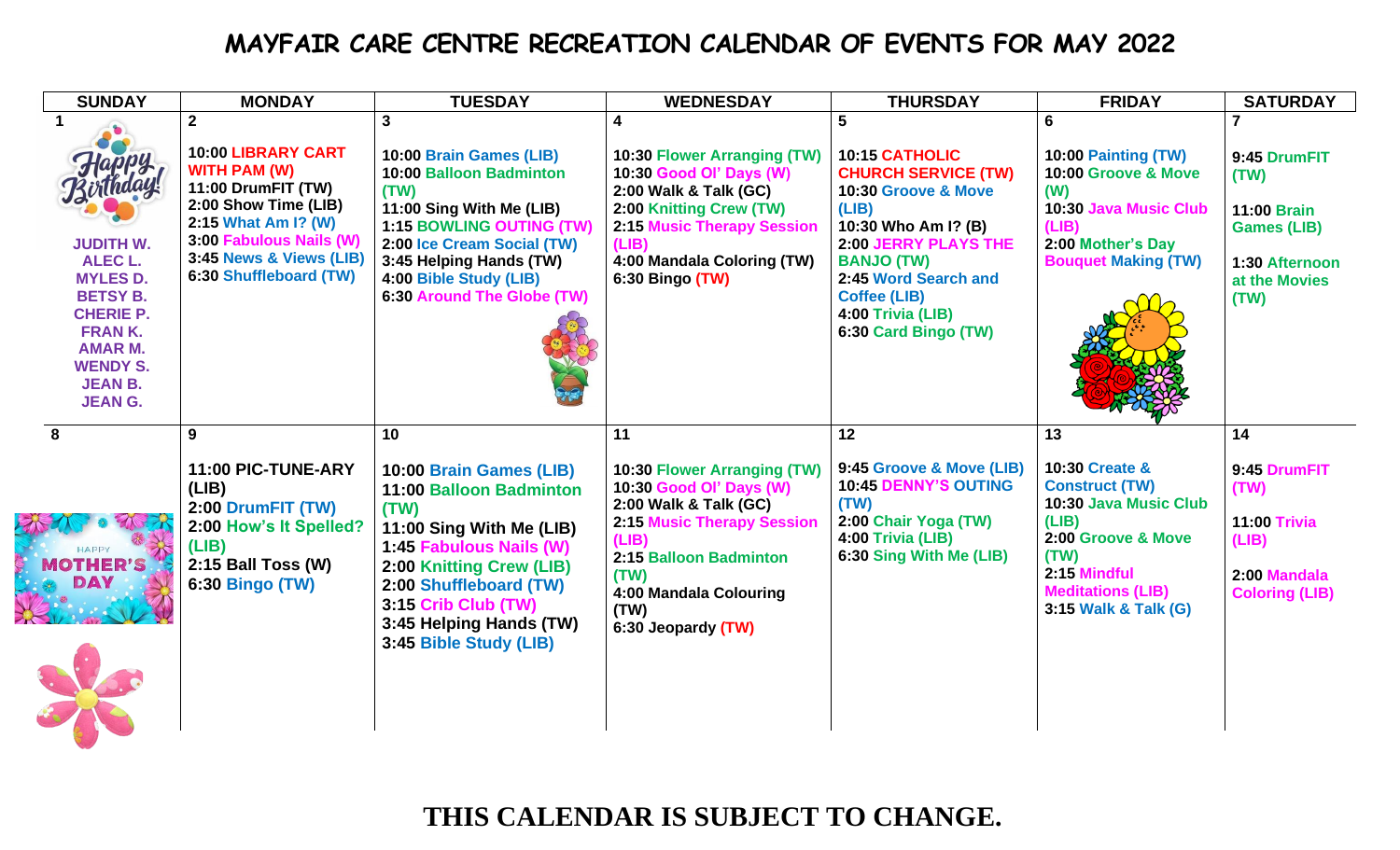# MAYFAIR CARE CENTRE RECREATION CALENDAR OF EVENTS FOR MAY 2022

| SUNDAY | MONDAY | TUESDAY | WEDNESDAY | THURSDAY | FRIDAY | SATURDAY |
|---|---|---|---|---|---|---|
| **1**<br>Happy Birthday!<br>JUDITH W.<br>ALEC L.<br>MYLES D.<br>BETSY B.<br>CHERIE P.<br>FRAN K.<br>AMAR M.<br>WENDY S.<br>JEAN B.<br>JEAN G. | **2**<br>10:00 LIBRARY CART WITH PAM (W)<br>11:00 DrumFIT (TW)<br>2:00 Show Time (LIB)<br>2:15 What Am I? (W)<br>3:00 Fabulous Nails (W)<br>3:45 News & Views (LIB)<br>6:30 Shuffleboard (TW) | **3**<br>10:00 Brain Games (LIB)<br>10:00 Balloon Badminton (TW)<br>11:00 Sing With Me (LIB)<br>1:15 BOWLING OUTING (TW)<br>2:00 Ice Cream Social (TW)<br>3:45 Helping Hands (TW)<br>4:00 Bible Study (LIB)<br>6:30 Around The Globe (TW) | **4**<br>10:30 Flower Arranging (TW)<br>10:30 Good Ol' Days (W)<br>2:00 Walk & Talk (GC)<br>2:00 Knitting Crew (TW)<br>2:15 Music Therapy Session (LIB)<br>4:00 Mandala Coloring (TW)<br>6:30 Bingo (TW) | **5**<br>10:15 CATHOLIC CHURCH SERVICE (TW)<br>10:30 Groove & Move (LIB)<br>10:30 Who Am I? (B)<br>2:00 JERRY PLAYS THE BANJO (TW)<br>2:45 Word Search and Coffee (LIB)<br>4:00 Trivia (LIB)<br>6:30 Card Bingo (TW) | **6**<br>10:00 Painting (TW)<br>10:00 Groove & Move (W)<br>10:30 Java Music Club (LIB)<br>2:00 Mother's Day Bouquet Making (TW) | **7**<br>9:45 DrumFIT (TW)<br>11:00 Brain Games (LIB)<br>1:30 Afternoon at the Movies (TW) |
| **8**<br>HAPPY MOTHER'S DAY | **9**<br>11:00 PIC-TUNE-ARY (LIB)<br>2:00 DrumFIT (TW)<br>2:00 How's It Spelled? (LIB)<br>2:15 Ball Toss (W)<br>6:30 Bingo (TW) | **10**<br>10:00 Brain Games (LIB)<br>11:00 Balloon Badminton (TW)<br>11:00 Sing With Me (LIB)<br>1:45 Fabulous Nails (W)<br>2:00 Knitting Crew (LIB)<br>2:00 Shuffleboard (TW)<br>3:15 Crib Club (TW)<br>3:45 Helping Hands (TW)<br>3:45 Bible Study (LIB) | **11**<br>10:30 Flower Arranging (TW)<br>10:30 Good Ol' Days (W)<br>2:00 Walk & Talk (GC)<br>2:15 Music Therapy Session (LIB)<br>2:15 Balloon Badminton (TW)<br>4:00 Mandala Colouring (TW)<br>6:30 Jeopardy (TW) | **12**<br>9:45 Groove & Move (LIB)<br>10:45 DENNY'S OUTING (TW)<br>2:00 Chair Yoga (TW)<br>4:00 Trivia (LIB)<br>6:30 Sing With Me (LIB) | **13**<br>10:30 Create & Construct (TW)<br>10:30 Java Music Club (LIB)<br>2:00 Groove & Move (TW)<br>2:15 Mindful Meditations (LIB)<br>3:15 Walk & Talk (G) | **14**<br>9:45 DrumFIT (TW)<br>11:00 Trivia (LIB)<br>2:00 Mandala Coloring (LIB) |

**THIS CALENDAR IS SUBJECT TO CHANGE.**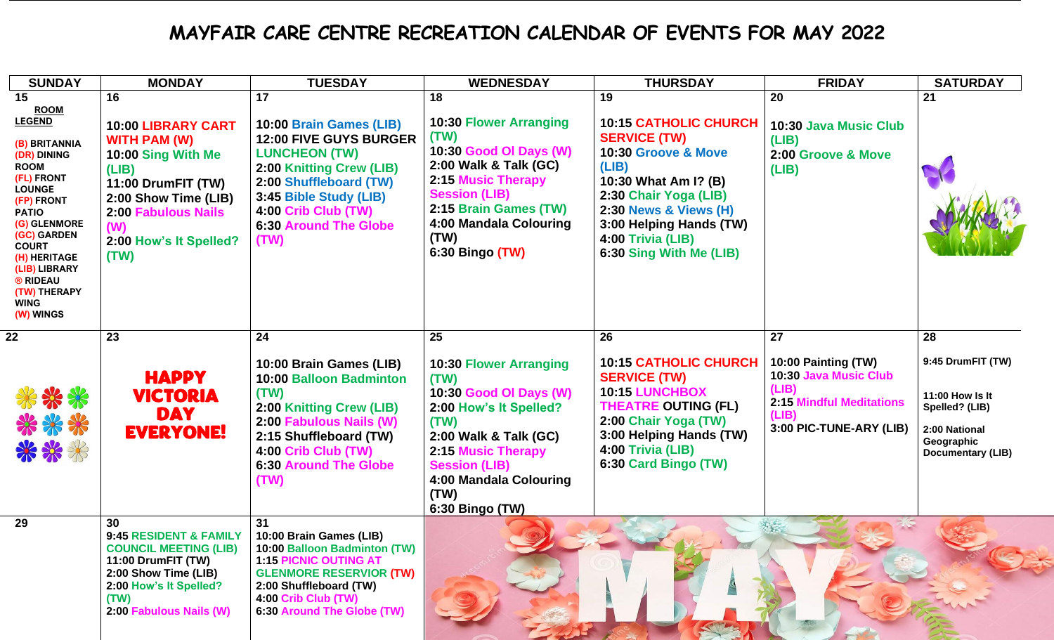# MAYFAIR CARE CENTRE RECREATION CALENDAR OF EVENTS FOR MAY 2022

| SUNDAY | MONDAY | TUESDAY | WEDNESDAY | THURSDAY | FRIDAY | SATURDAY |
|---|---|---|---|---|---|---|
| 15<br>**ROOM LEGEND**<br>(B) BRITANNIA<br>(DR) DINING ROOM<br>(FL) FRONT LOUNGE<br>(FP) FRONT PATIO<br>(G) GLENMORE<br>(GC) GARDEN COURT<br>(H) HERITAGE<br>(LIB) LIBRARY<br>® RIDEAU<br>(TW) THERAPY WING<br>(W) WINGS | 16<br>10:00 LIBRARY CART WITH PAM (W)<br>10:00 Sing With Me (LIB)<br>11:00 DrumFIT (TW)<br>2:00 Show Time (LIB)<br>2:00 Fabulous Nails (W)<br>2:00 How's It Spelled? (TW) | 17<br>10:00 Brain Games (LIB)<br>12:00 FIVE GUYS BURGER LUNCHEON (TW)<br>2:00 Knitting Crew (LIB)<br>2:00 Shuffleboard (TW)<br>3:45 Bible Study (LIB)<br>4:00 Crib Club (TW)<br>6:30 Around The Globe (TW) | 18<br>10:30 Flower Arranging (TW)<br>10:30 Good Ol Days (W)<br>2:00 Walk & Talk (GC)<br>2:15 Music Therapy Session (LIB)<br>2:15 Brain Games (TW)<br>4:00 Mandala Colouring (TW)<br>6:30 Bingo (TW) | 19<br>10:15 CATHOLIC CHURCH SERVICE (TW)<br>10:30 Groove & Move (LIB)<br>10:30 What Am I? (B)<br>2:30 Chair Yoga (LIB)<br>2:30 News & Views (H)<br>3:00 Helping Hands (TW)<br>4:00 Trivia (LIB)<br>6:30 Sing With Me (LIB) | 20<br>10:30 Java Music Club (LIB)<br>2:00 Groove & Move (LIB) | 21 |
| 22 | 23<br>HAPPY VICTORIA DAY EVERYONE! | 24<br>10:00 Brain Games (LIB)<br>10:00 Balloon Badminton (TW)<br>2:00 Knitting Crew (LIB)<br>2:00 Fabulous Nails (W)<br>2:15 Shuffleboard (TW)<br>4:00 Crib Club (TW)<br>6:30 Around The Globe (TW) | 25<br>10:30 Flower Arranging (TW)<br>10:30 Good Ol Days (W)<br>2:00 How's It Spelled? (TW)<br>2:00 Walk & Talk (GC)<br>2:15 Music Therapy Session (LIB)<br>4:00 Mandala Colouring (TW)<br>6:30 Bingo (TW) | 26<br>10:15 CATHOLIC CHURCH SERVICE (TW)<br>10:15 LUNCHBOX THEATRE OUTING (FL)<br>2:00 Chair Yoga (TW)<br>3:00 Helping Hands (TW)<br>4:00 Trivia (LIB)<br>6:30 Card Bingo (TW) | 27<br>10:00 Painting (TW)<br>10:30 Java Music Club (LIB)<br>2:15 Mindful Meditations (LIB)<br>3:00 PIC-TUNE-ARY (LIB) | 28<br>9:45 DrumFIT (TW)<br>11:00 How Is It Spelled? (LIB)<br>2:00 National Geographic Documentary (LIB) |
| 29 | 30<br>9:45 RESIDENT & FAMILY COUNCIL MEETING (LIB)<br>11:00 DrumFIT (TW)<br>2:00 Show Time (LIB)<br>2:00 How's It Spelled? (TW)<br>2:00 Fabulous Nails (W) | 31<br>10:00 Brain Games (LIB)<br>10:00 Balloon Badminton (TW)<br>1:15 PICNIC OUTING AT GLENMORE RESERVIOR (TW)<br>2:00 Shuffleboard (TW)<br>4:00 Crib Club (TW)<br>6:30 Around The Globe (TW) | MAY | | | |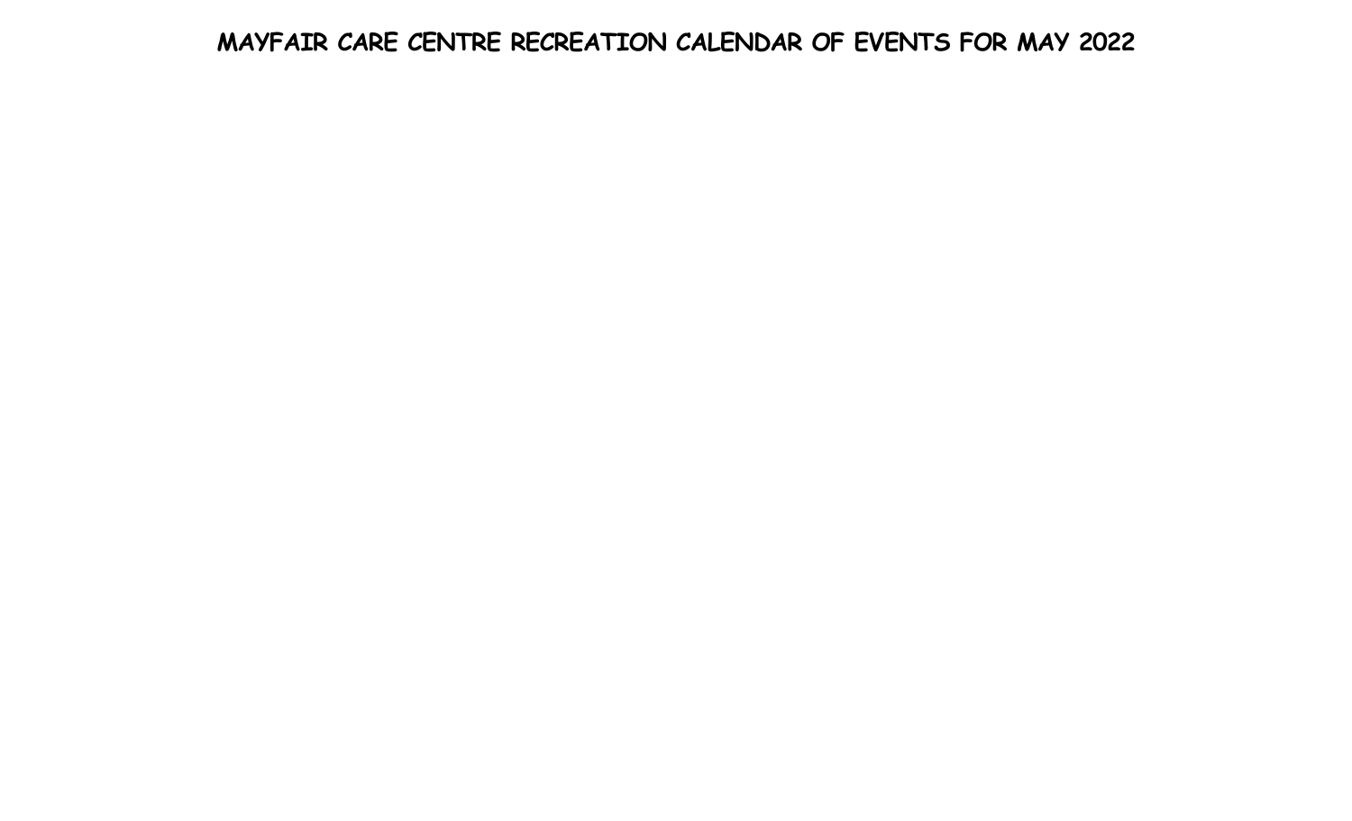# MAYFAIR CARE CENTRE RECREATION CALENDAR OF EVENTS FOR MAY 2022